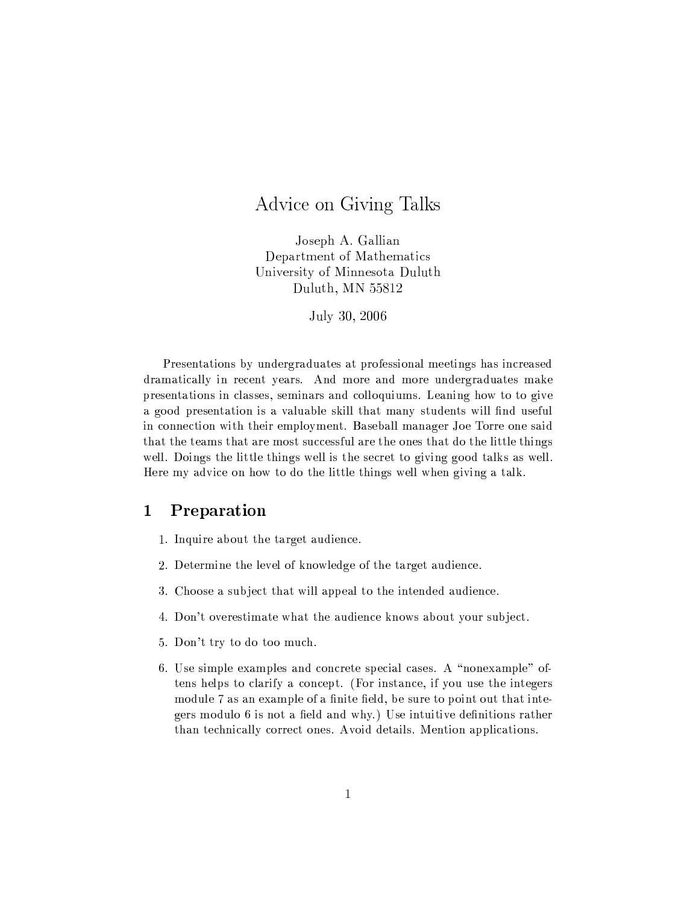# Advice on Giving Talks

Joseph A. Gallian
Department of Mathematics
University of Minnesota Duluth
Duluth, MN 55812

July 30, 2006

Presentations by undergraduates at professional meetings has increased dramatically in recent years. And more and more undergraduates make presentations in classes, seminars and colloquiums. Leaning how to to give a good presentation is a valuable skill that many students will find useful in connection with their employment. Baseball manager Joe Torre one said that the teams that are most successful are the ones that do the little things well. Doings the little things well is the secret to giving good talks as well. Here my advice on how to do the little things well when giving a talk.

## 1 Preparation

1. Inquire about the target audience.
2. Determine the level of knowledge of the target audience.
3. Choose a subject that will appeal to the intended audience.
4. Don't overestimate what the audience knows about your subject.
5. Don't try to do too much.
6. Use simple examples and concrete special cases. A "nonexample" oftens helps to clarify a concept. (For instance, if you use the integers module 7 as an example of a finite field, be sure to point out that integers modulo 6 is not a field and why.) Use intuitive definitions rather than technically correct ones. Avoid details. Mention applications.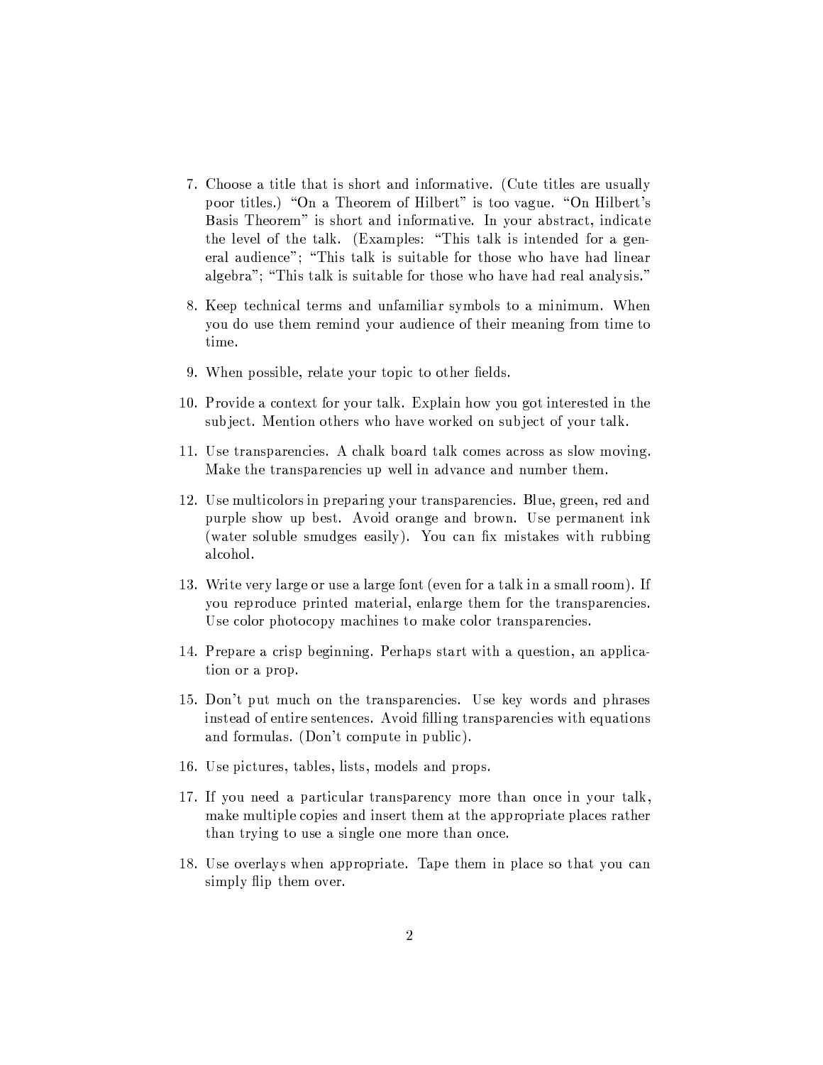7. Choose a title that is short and informative. (Cute titles are usually poor titles.) "On a Theorem of Hilbert" is too vague. "On Hilbert's Basis Theorem" is short and informative. In your abstract, indicate the level of the talk. (Examples: "This talk is intended for a general audience"; "This talk is suitable for those who have had linear algebra"; "This talk is suitable for those who have had real analysis."

8. Keep technical terms and unfamiliar symbols to a minimum. When you do use them remind your audience of their meaning from time to time.

9. When possible, relate your topic to other fields.

10. Provide a context for your talk. Explain how you got interested in the subject. Mention others who have worked on subject of your talk.

11. Use transparencies. A chalk board talk comes across as slow moving. Make the transparencies up well in advance and number them.

12. Use multicolors in preparing your transparencies. Blue, green, red and purple show up best. Avoid orange and brown. Use permanent ink (water soluble smudges easily). You can fix mistakes with rubbing alcohol.

13. Write very large or use a large font (even for a talk in a small room). If you reproduce printed material, enlarge them for the transparencies. Use color photocopy machines to make color transparencies.

14. Prepare a crisp beginning. Perhaps start with a question, an application or a prop.

15. Don't put much on the transparencies. Use key words and phrases instead of entire sentences. Avoid filling transparencies with equations and formulas. (Don't compute in public).

16. Use pictures, tables, lists, models and props.

17. If you need a particular transparency more than once in your talk, make multiple copies and insert them at the appropriate places rather than trying to use a single one more than once.

18. Use overlays when appropriate. Tape them in place so that you can simply flip them over.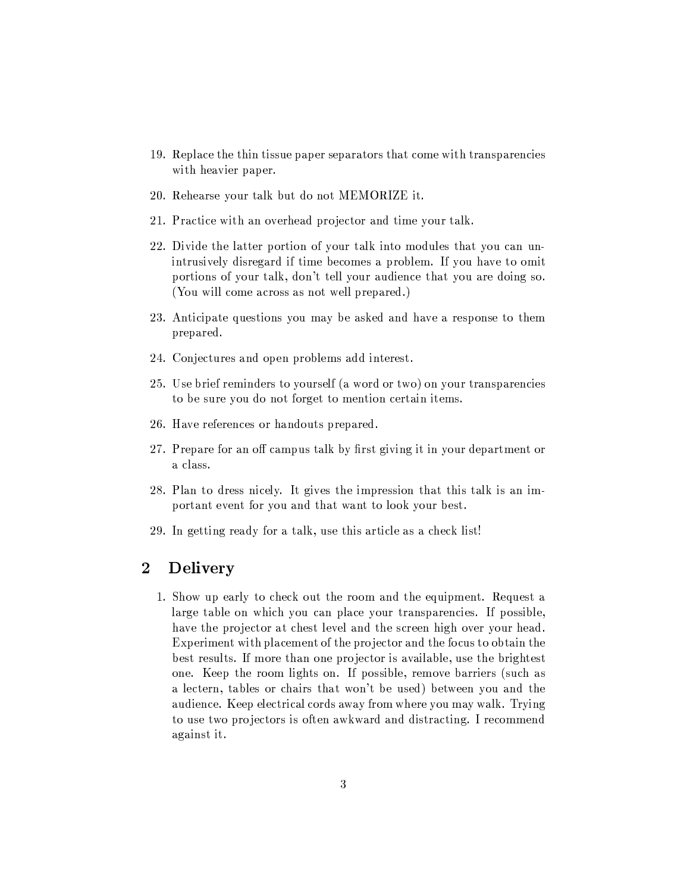19. Replace the thin tissue paper separators that come with transparencies with heavier paper.

20. Rehearse your talk but do not MEMORIZE it.

21. Practice with an overhead projector and time your talk.

22. Divide the latter portion of your talk into modules that you can unintrusively disregard if time becomes a problem. If you have to omit portions of your talk, don't tell your audience that you are doing so. (You will come across as not well prepared.)

23. Anticipate questions you may be asked and have a response to them prepared.

24. Conjectures and open problems add interest.

25. Use brief reminders to yourself (a word or two) on your transparencies to be sure you do not forget to mention certain items.

26. Have references or handouts prepared.

27. Prepare for an off campus talk by first giving it in your department or a class.

28. Plan to dress nicely. It gives the impression that this talk is an important event for you and that want to look your best.

29. In getting ready for a talk, use this article as a check list!

## 2 Delivery

1. Show up early to check out the room and the equipment. Request a large table on which you can place your transparencies. If possible, have the projector at chest level and the screen high over your head. Experiment with placement of the projector and the focus to obtain the best results. If more than one projector is available, use the brightest one. Keep the room lights on. If possible, remove barriers (such as a lectern, tables or chairs that won't be used) between you and the audience. Keep electrical cords away from where you may walk. Trying to use two projectors is often awkward and distracting. I recommend against it.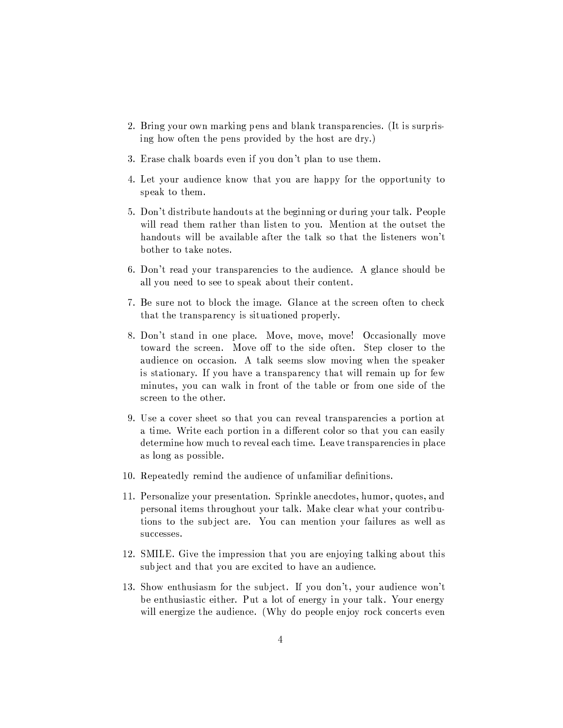2. Bring your own marking pens and blank transparencies. (It is surprising how often the pens provided by the host are dry.)

3. Erase chalk boards even if you don't plan to use them.

4. Let your audience know that you are happy for the opportunity to speak to them.

5. Don't distribute handouts at the beginning or during your talk. People will read them rather than listen to you. Mention at the outset the handouts will be available after the talk so that the listeners won't bother to take notes.

6. Don't read your transparencies to the audience. A glance should be all you need to see to speak about their content.

7. Be sure not to block the image. Glance at the screen often to check that the transparency is situationed properly.

8. Don't stand in one place. Move, move, move! Occasionally move toward the screen. Move off to the side often. Step closer to the audience on occasion. A talk seems slow moving when the speaker is stationary. If you have a transparency that will remain up for few minutes, you can walk in front of the table or from one side of the screen to the other.

9. Use a cover sheet so that you can reveal transparencies a portion at a time. Write each portion in a different color so that you can easily determine how much to reveal each time. Leave transparencies in place as long as possible.

10. Repeatedly remind the audience of unfamiliar definitions.

11. Personalize your presentation. Sprinkle anecdotes, humor, quotes, and personal items throughout your talk. Make clear what your contributions to the subject are. You can mention your failures as well as successes.

12. SMILE. Give the impression that you are enjoying talking about this subject and that you are excited to have an audience.

13. Show enthusiasm for the subject. If you don't, your audience won't be enthusiastic either. Put a lot of energy in your talk. Your energy will energize the audience. (Why do people enjoy rock concerts even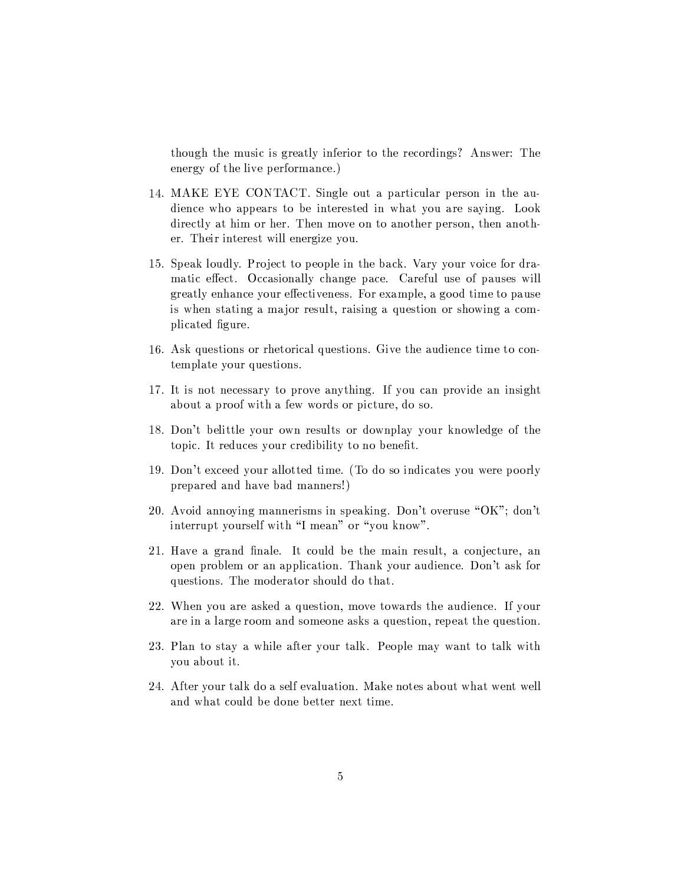though the music is greatly inferior to the recordings? Answer: The energy of the live performance.)

14. MAKE EYE CONTACT. Single out a particular person in the audience who appears to be interested in what you are saying. Look directly at him or her. Then move on to another person, then another. Their interest will energize you.

15. Speak loudly. Project to people in the back. Vary your voice for dramatic effect. Occasionally change pace. Careful use of pauses will greatly enhance your effectiveness. For example, a good time to pause is when stating a major result, raising a question or showing a complicated figure.

16. Ask questions or rhetorical questions. Give the audience time to contemplate your questions.

17. It is not necessary to prove anything. If you can provide an insight about a proof with a few words or picture, do so.

18. Don't belittle your own results or downplay your knowledge of the topic. It reduces your credibility to no benefit.

19. Don't exceed your allotted time. (To do so indicates you were poorly prepared and have bad manners!)

20. Avoid annoying mannerisms in speaking. Don't overuse "OK"; don't interrupt yourself with "I mean" or "you know".

21. Have a grand finale. It could be the main result, a conjecture, an open problem or an application. Thank your audience. Don't ask for questions. The moderator should do that.

22. When you are asked a question, move towards the audience. If your are in a large room and someone asks a question, repeat the question.

23. Plan to stay a while after your talk. People may want to talk with you about it.

24. After your talk do a self evaluation. Make notes about what went well and what could be done better next time.